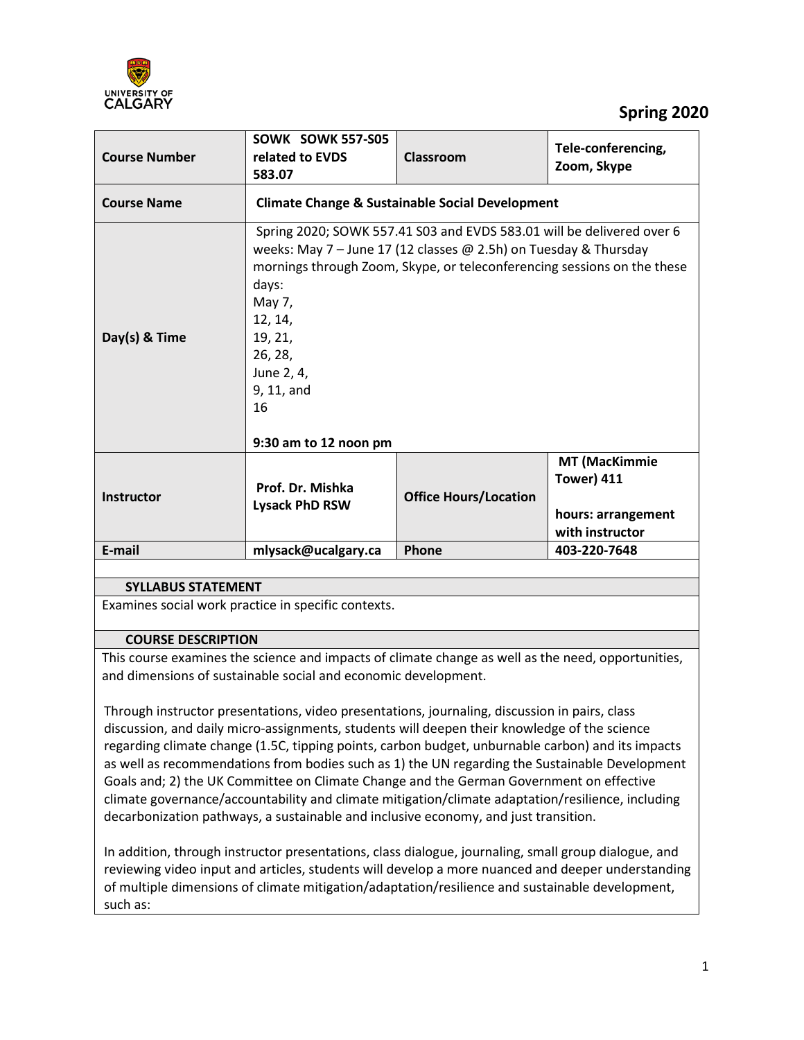**Spring 2020**

| Course Number | SOWK SOWK 557-S05 related to EVDS 583.07 | Classroom | Tele-conferencing, Zoom, Skype |
|---|---|---|---|
| Course Name | Climate Change & Sustainable Social Development | | |
| Day(s) & Time | Spring 2020; SOWK 557.41 S03 and EVDS 583.01 will be delivered over 6 weeks: May 7 – June 17 (12 classes @ 2.5h) on Tuesday & Thursday mornings through Zoom, Skype, or teleconferencing sessions on the these days: May 7, 12, 14, 19, 21, 26, 28, June 2, 4, 9, 11, and 16 **9:30 am to 12 noon pm** | | |
| Instructor | Prof. Dr. Mishka Lysack PhD RSW | Office Hours/Location | MT (MacKimmie Tower) 411 hours: arrangement with instructor |
| E-mail | mlysack@ucalgary.ca | Phone | 403-220-7648 |

## SYLLABUS STATEMENT

Examines social work practice in specific contexts.

## COURSE DESCRIPTION

This course examines the science and impacts of climate change as well as the need, opportunities, and dimensions of sustainable social and economic development.

Through instructor presentations, video presentations, journaling, discussion in pairs, class discussion, and daily micro-assignments, students will deepen their knowledge of the science regarding climate change (1.5C, tipping points, carbon budget, unburnable carbon) and its impacts as well as recommendations from bodies such as 1) the UN regarding the Sustainable Development Goals and; 2) the UK Committee on Climate Change and the German Government on effective climate governance/accountability and climate mitigation/climate adaptation/resilience, including decarbonization pathways, a sustainable and inclusive economy, and just transition.

In addition, through instructor presentations, class dialogue, journaling, small group dialogue, and reviewing video input and articles, students will develop a more nuanced and deeper understanding of multiple dimensions of climate mitigation/adaptation/resilience and sustainable development, such as: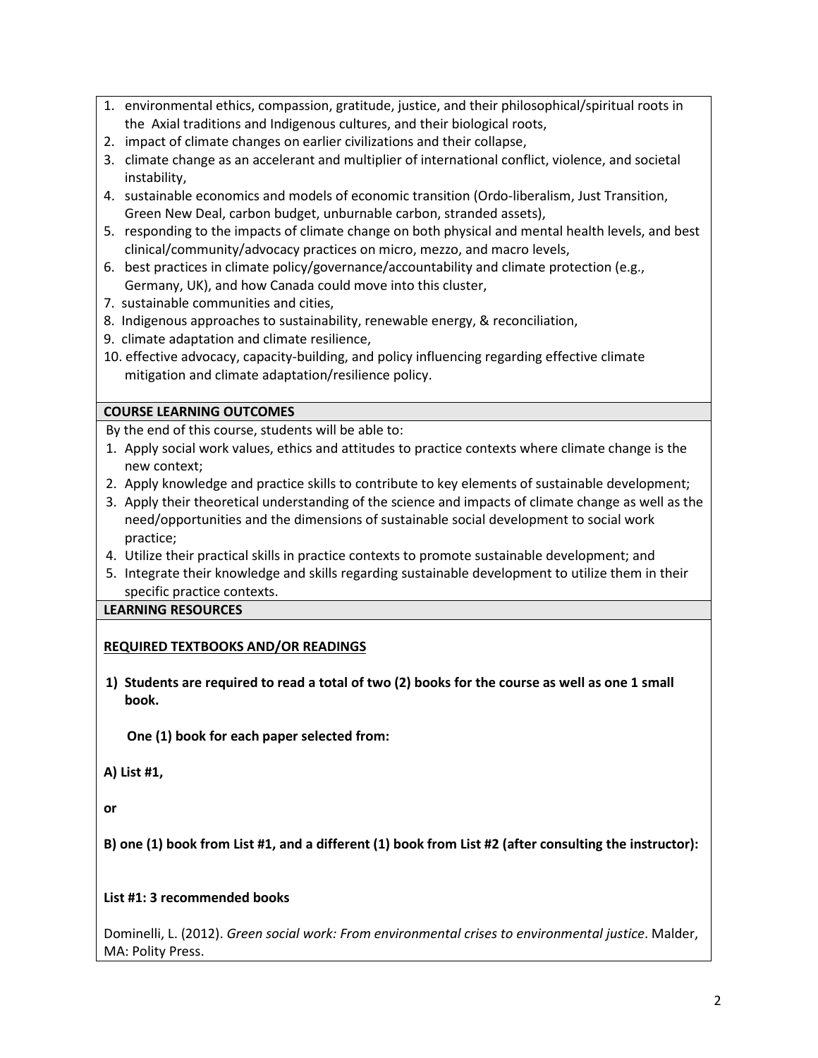1. environmental ethics, compassion, gratitude, justice, and their philosophical/spiritual roots in the Axial traditions and Indigenous cultures, and their biological roots,
2. impact of climate changes on earlier civilizations and their collapse,
3. climate change as an accelerant and multiplier of international conflict, violence, and societal instability,
4. sustainable economics and models of economic transition (Ordo-liberalism, Just Transition, Green New Deal, carbon budget, unburnable carbon, stranded assets),
5. responding to the impacts of climate change on both physical and mental health levels, and best clinical/community/advocacy practices on micro, mezzo, and macro levels,
6. best practices in climate policy/governance/accountability and climate protection (e.g., Germany, UK), and how Canada could move into this cluster,
7. sustainable communities and cities,
8. Indigenous approaches to sustainability, renewable energy, & reconciliation,
9. climate adaptation and climate resilience,
10. effective advocacy, capacity-building, and policy influencing regarding effective climate mitigation and climate adaptation/resilience policy.

## COURSE LEARNING OUTCOMES

By the end of this course, students will be able to:

1. Apply social work values, ethics and attitudes to practice contexts where climate change is the new context;
2. Apply knowledge and practice skills to contribute to key elements of sustainable development;
3. Apply their theoretical understanding of the science and impacts of climate change as well as the need/opportunities and the dimensions of sustainable social development to social work practice;
4. Utilize their practical skills in practice contexts to promote sustainable development; and
5. Integrate their knowledge and skills regarding sustainable development to utilize them in their specific practice contexts.

## LEARNING RESOURCES

### REQUIRED TEXTBOOKS AND/OR READINGS

**1) Students are required to read a total of two (2) books for the course as well as one 1 small book.**

**One (1) book for each paper selected from:**

**A) List #1,**

**or**

**B) one (1) book from List #1, and a different (1) book from List #2 (after consulting the instructor):**

**List #1: 3 recommended books**

Dominelli, L. (2012). *Green social work: From environmental crises to environmental justice*. Malder, MA: Polity Press.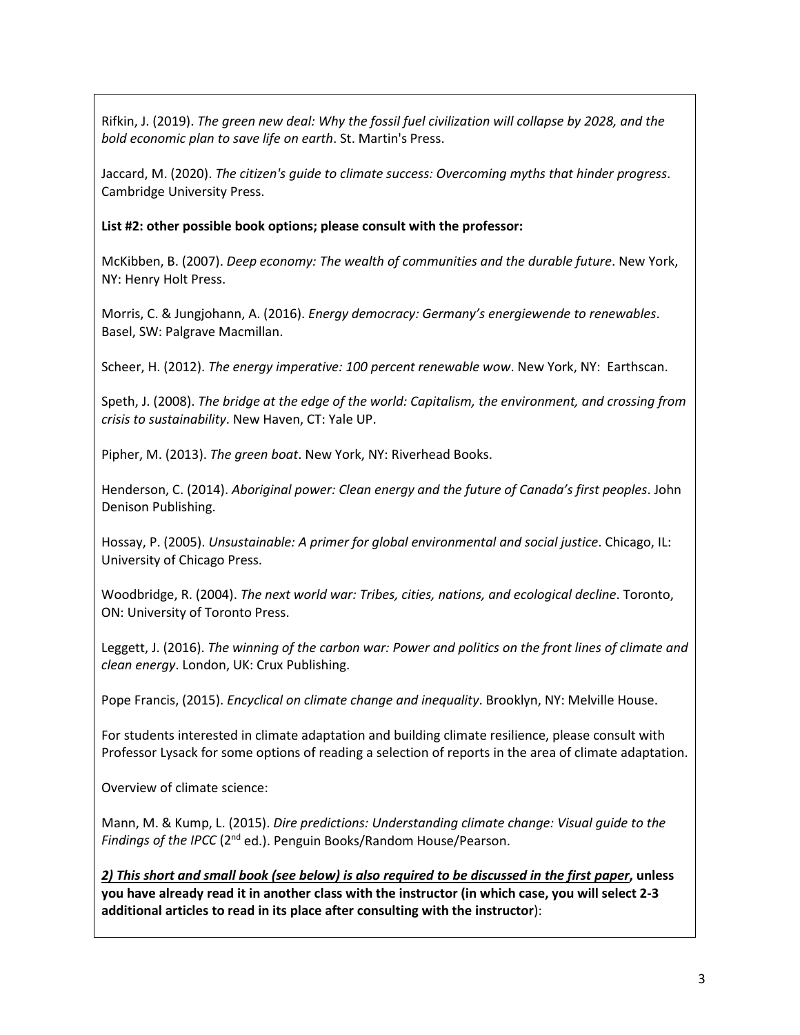Rifkin, J. (2019). *The green new deal: Why the fossil fuel civilization will collapse by 2028, and the bold economic plan to save life on earth*. St. Martin's Press.

Jaccard, M. (2020). *The citizen's guide to climate success: Overcoming myths that hinder progress*. Cambridge University Press.

**List #2: other possible book options; please consult with the professor:**

McKibben, B. (2007). *Deep economy: The wealth of communities and the durable future*. New York, NY: Henry Holt Press.

Morris, C. & Jungjohann, A. (2016). *Energy democracy: Germany's energiewende to renewables*. Basel, SW: Palgrave Macmillan.

Scheer, H. (2012). *The energy imperative: 100 percent renewable wow*. New York, NY: Earthscan.

Speth, J. (2008). *The bridge at the edge of the world: Capitalism, the environment, and crossing from crisis to sustainability*. New Haven, CT: Yale UP.

Pipher, M. (2013). *The green boat*. New York, NY: Riverhead Books.

Henderson, C. (2014). *Aboriginal power: Clean energy and the future of Canada's first peoples*. John Denison Publishing.

Hossay, P. (2005). *Unsustainable: A primer for global environmental and social justice*. Chicago, IL: University of Chicago Press.

Woodbridge, R. (2004). *The next world war: Tribes, cities, nations, and ecological decline*. Toronto, ON: University of Toronto Press.

Leggett, J. (2016). *The winning of the carbon war: Power and politics on the front lines of climate and clean energy*. London, UK: Crux Publishing.

Pope Francis, (2015). *Encyclical on climate change and inequality*. Brooklyn, NY: Melville House.

For students interested in climate adaptation and building climate resilience, please consult with Professor Lysack for some options of reading a selection of reports in the area of climate adaptation.

Overview of climate science:

Mann, M. & Kump, L. (2015). *Dire predictions: Understanding climate change: Visual guide to the Findings of the IPCC* (2nd ed.). Penguin Books/Random House/Pearson.

***2) This short and small book (see below) is also required to be discussed in the first paper*, unless you have already read it in another class with the instructor (in which case, you will select 2-3 additional articles to read in its place after consulting with the instructor)**: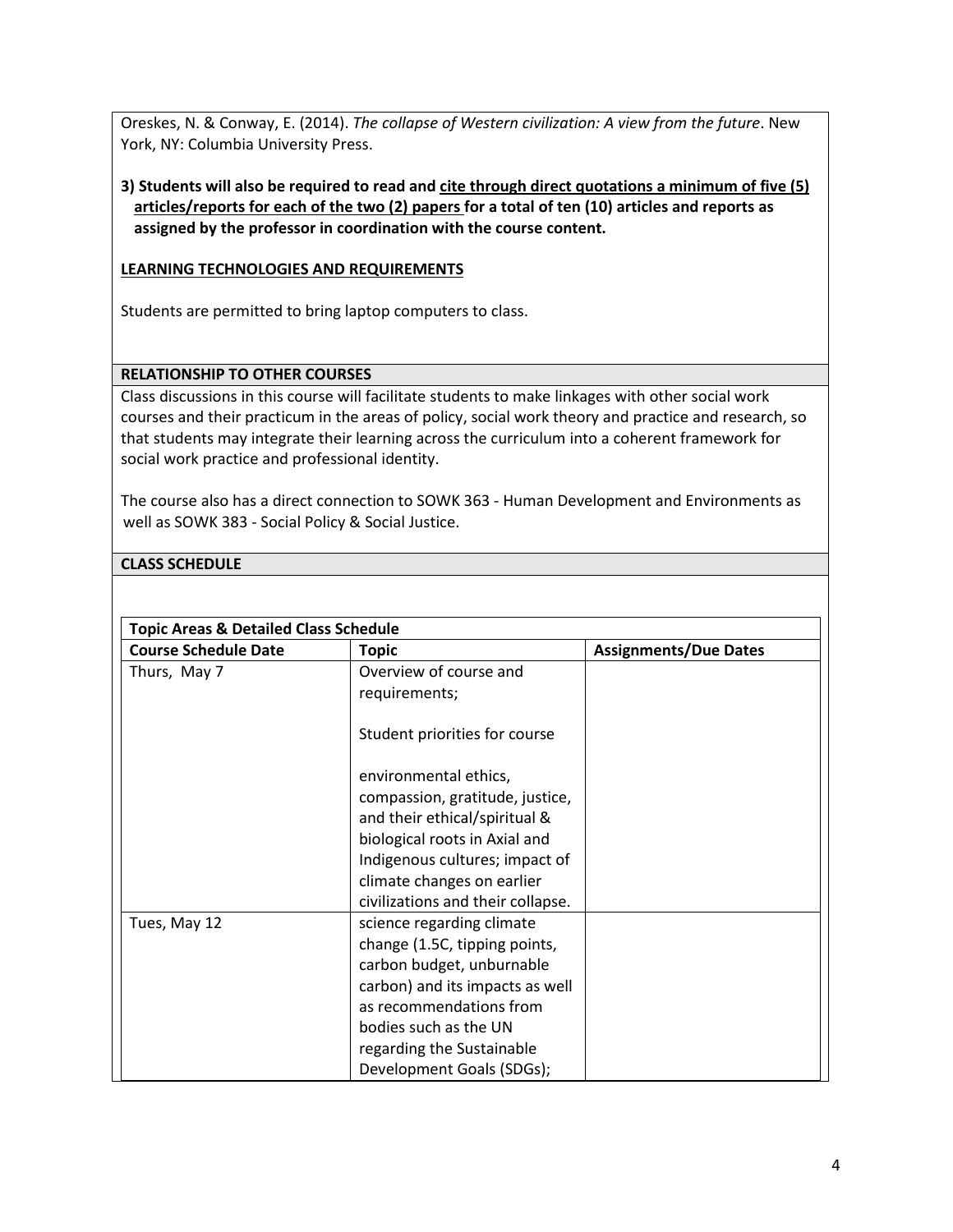Oreskes, N. & Conway, E. (2014). *The collapse of Western civilization: A view from the future*. New York, NY: Columbia University Press.

**3) Students will also be required to read and <u>cite through direct quotations a minimum of five (5) articles/reports for each of the two (2) papers</u> for a total of ten (10) articles and reports as assigned by the professor in coordination with the course content.**

## LEARNING TECHNOLOGIES AND REQUIREMENTS

Students are permitted to bring laptop computers to class.

## RELATIONSHIP TO OTHER COURSES

Class discussions in this course will facilitate students to make linkages with other social work courses and their practicum in the areas of policy, social work theory and practice and research, so that students may integrate their learning across the curriculum into a coherent framework for social work practice and professional identity.

The course also has a direct connection to SOWK 363 - Human Development and Environments as well as SOWK 383 - Social Policy & Social Justice.

## CLASS SCHEDULE

**Topic Areas & Detailed Class Schedule**

| Course Schedule Date | Topic | Assignments/Due Dates |
|---|---|---|
| Thurs, May 7 | Overview of course and requirements;<br><br>Student priorities for course<br><br>environmental ethics, compassion, gratitude, justice, and their ethical/spiritual & biological roots in Axial and Indigenous cultures; impact of climate changes on earlier civilizations and their collapse. | |
| Tues, May 12 | science regarding climate change (1.5C, tipping points, carbon budget, unburnable carbon) and its impacts as well as recommendations from bodies such as the UN regarding the Sustainable Development Goals (SDGs); | |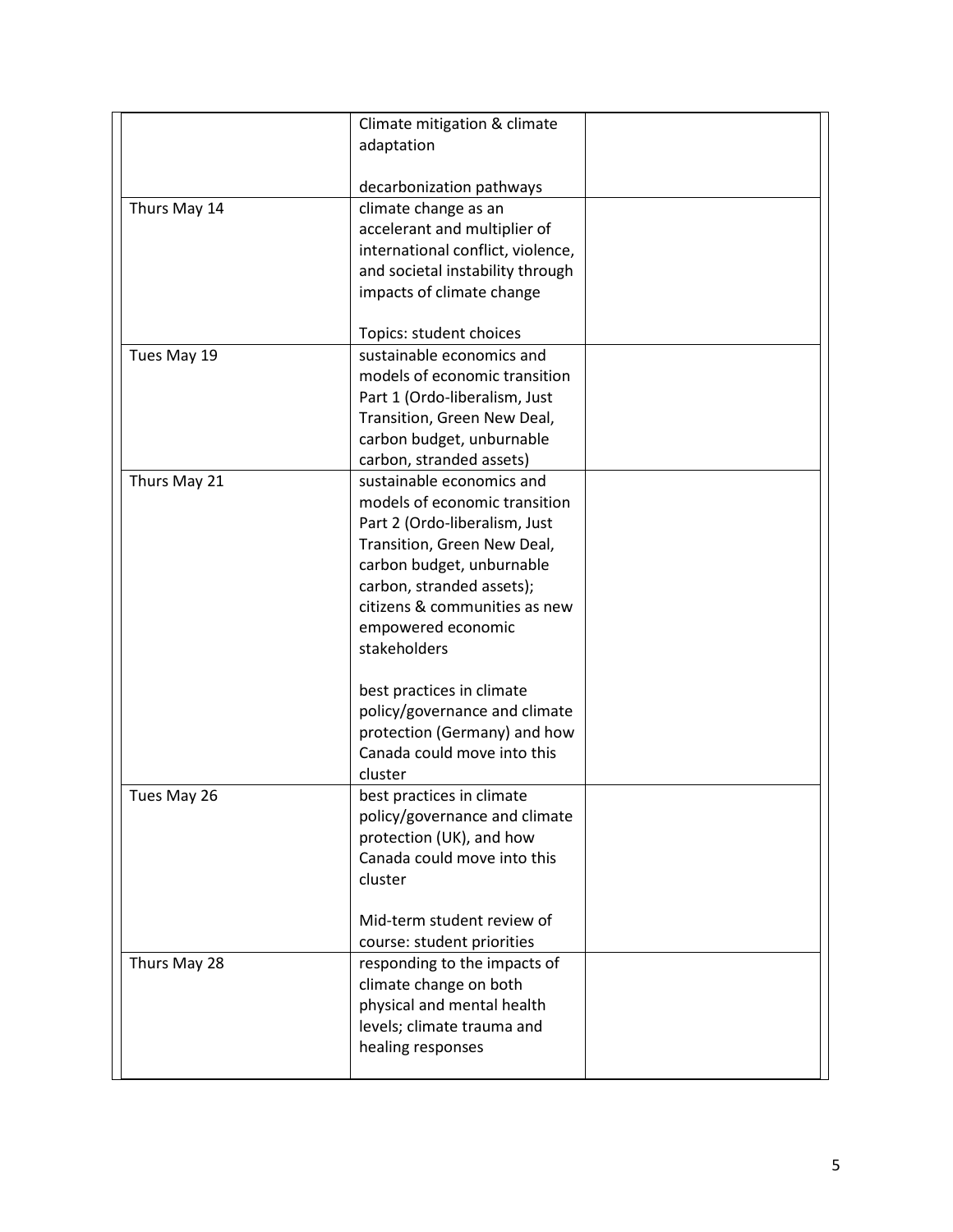| | | |
|---|---|---|
| | Climate mitigation & climate adaptation<br><br>decarbonization pathways | |
| Thurs May 14 | climate change as an accelerant and multiplier of international conflict, violence, and societal instability through impacts of climate change<br><br>Topics: student choices | |
| Tues May 19 | sustainable economics and models of economic transition Part 1 (Ordo-liberalism, Just Transition, Green New Deal, carbon budget, unburnable carbon, stranded assets) | |
| Thurs May 21 | sustainable economics and models of economic transition Part 2 (Ordo-liberalism, Just Transition, Green New Deal, carbon budget, unburnable carbon, stranded assets); citizens & communities as new empowered economic stakeholders<br><br>best practices in climate policy/governance and climate protection (Germany) and how Canada could move into this cluster | |
| Tues May 26 | best practices in climate policy/governance and climate protection (UK), and how Canada could move into this cluster<br><br>Mid-term student review of course: student priorities | |
| Thurs May 28 | responding to the impacts of climate change on both physical and mental health levels; climate trauma and healing responses | |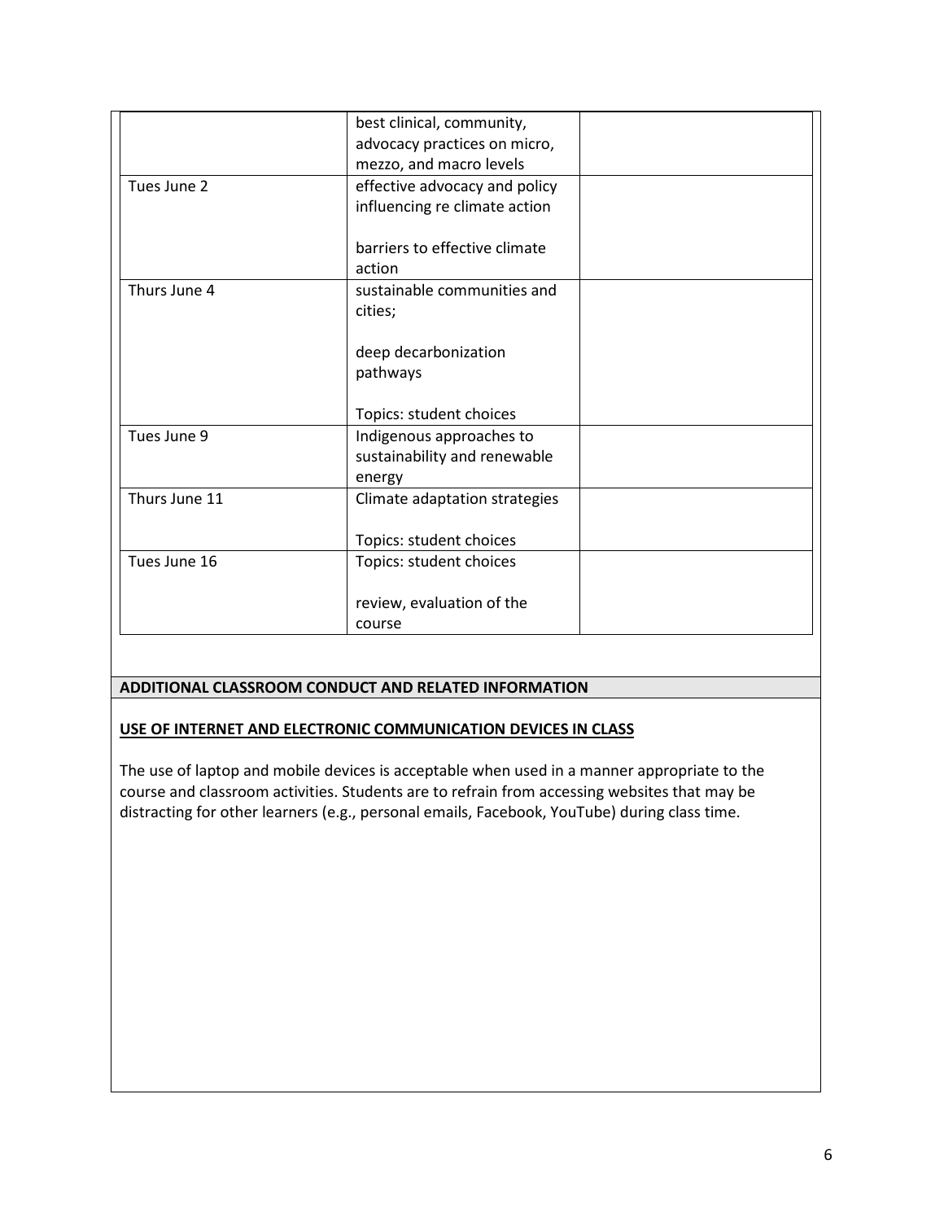| | | |
|---|---|---|
| | best clinical, community, advocacy practices on micro, mezzo, and macro levels | |
| Tues June 2 | effective advocacy and policy influencing re climate action<br><br>barriers to effective climate action | |
| Thurs June 4 | sustainable communities and cities;<br><br>deep decarbonization pathways<br><br>Topics: student choices | |
| Tues June 9 | Indigenous approaches to sustainability and renewable energy | |
| Thurs June 11 | Climate adaptation strategies<br><br>Topics: student choices | |
| Tues June 16 | Topics: student choices<br><br>review, evaluation of the course | |

## ADDITIONAL CLASSROOM CONDUCT AND RELATED INFORMATION

### USE OF INTERNET AND ELECTRONIC COMMUNICATION DEVICES IN CLASS

The use of laptop and mobile devices is acceptable when used in a manner appropriate to the course and classroom activities. Students are to refrain from accessing websites that may be distracting for other learners (e.g., personal emails, Facebook, YouTube) during class time.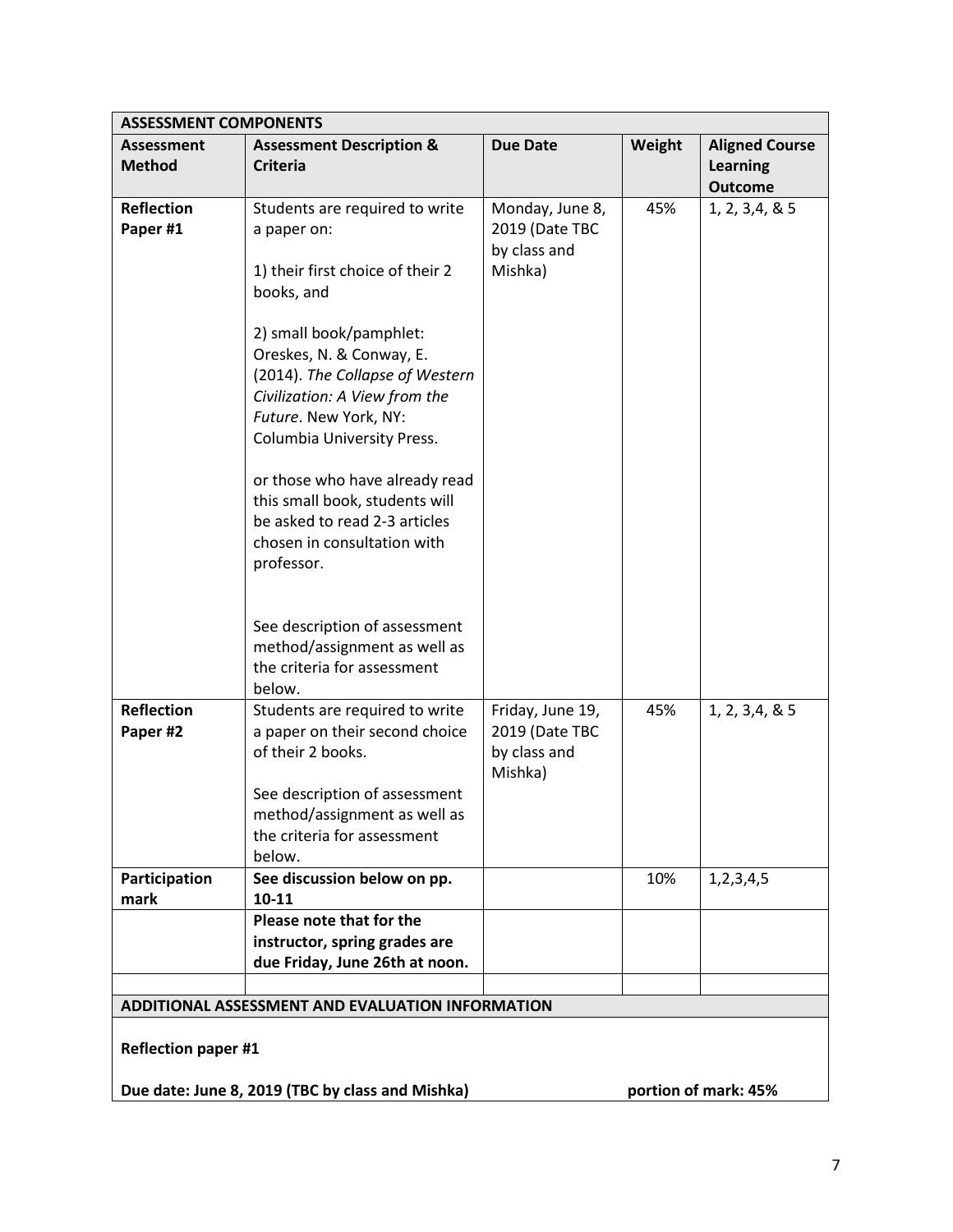| ASSESSMENT COMPONENTS | | | | |
|---|---|---|---|---|
| **Assessment Method** | **Assessment Description & Criteria** | **Due Date** | **Weight** | **Aligned Course Learning Outcome** |
| **Reflection Paper #1** | Students are required to write a paper on:<br><br>1) their first choice of their 2 books, and<br><br>2) small book/pamphlet: Oreskes, N. & Conway, E. (2014). *The Collapse of Western Civilization: A View from the Future*. New York, NY: Columbia University Press.<br><br>or those who have already read this small book, students will be asked to read 2-3 articles chosen in consultation with professor.<br><br>See description of assessment method/assignment as well as the criteria for assessment below. | Monday, June 8, 2019 (Date TBC by class and Mishka) | 45% | 1, 2, 3,4, & 5 |
| **Reflection Paper #2** | Students are required to write a paper on their second choice of their 2 books.<br><br>See description of assessment method/assignment as well as the criteria for assessment below. | Friday, June 19, 2019 (Date TBC by class and Mishka) | 45% | 1, 2, 3,4, & 5 |
| **Participation mark** | **See discussion below on pp. 10-11** | | 10% | 1,2,3,4,5 |
| | **Please note that for the instructor, spring grades are due Friday, June 26th at noon.** | | | |
| | | | | |

**ADDITIONAL ASSESSMENT AND EVALUATION INFORMATION**

**Reflection paper #1**

**Due date: June 8, 2019 (TBC by class and Mishka)** **portion of mark: 45%**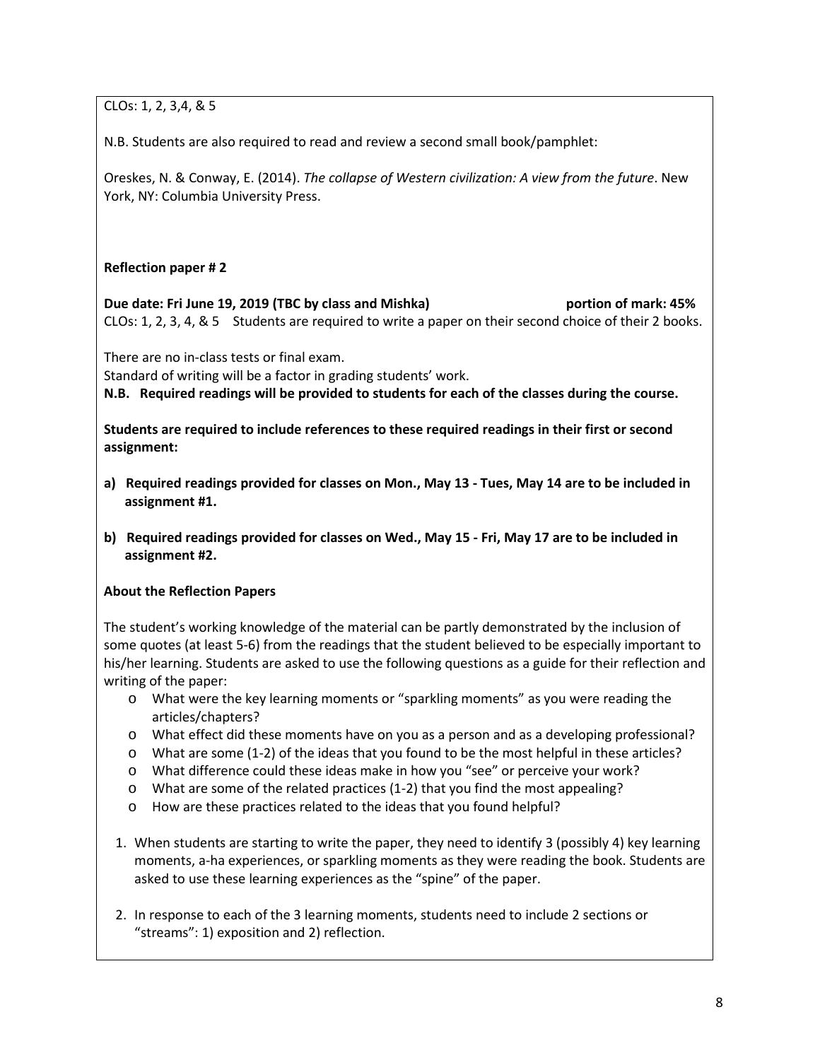CLOs: 1, 2, 3,4, & 5

N.B. Students are also required to read and review a second small book/pamphlet:

Oreskes, N. & Conway, E. (2014). *The collapse of Western civilization: A view from the future*. New York, NY: Columbia University Press.

**Reflection paper # 2**

**Due date: Fri June 19, 2019 (TBC by class and Mishka)** **portion of mark: 45%**
CLOs: 1, 2, 3, 4, & 5 Students are required to write a paper on their second choice of their 2 books.

There are no in-class tests or final exam.
Standard of writing will be a factor in grading students' work.
**N.B. Required readings will be provided to students for each of the classes during the course.**

**Students are required to include references to these required readings in their first or second assignment:**

**a) Required readings provided for classes on Mon., May 13 - Tues, May 14 are to be included in assignment #1.**

**b) Required readings provided for classes on Wed., May 15 - Fri, May 17 are to be included in assignment #2.**

**About the Reflection Papers**

The student's working knowledge of the material can be partly demonstrated by the inclusion of some quotes (at least 5-6) from the readings that the student believed to be especially important to his/her learning. Students are asked to use the following questions as a guide for their reflection and writing of the paper:

- What were the key learning moments or "sparkling moments" as you were reading the articles/chapters?
- What effect did these moments have on you as a person and as a developing professional?
- What are some (1-2) of the ideas that you found to be the most helpful in these articles?
- What difference could these ideas make in how you "see" or perceive your work?
- What are some of the related practices (1-2) that you find the most appealing?
- How are these practices related to the ideas that you found helpful?

1. When students are starting to write the paper, they need to identify 3 (possibly 4) key learning moments, a-ha experiences, or sparkling moments as they were reading the book. Students are asked to use these learning experiences as the "spine" of the paper.

2. In response to each of the 3 learning moments, students need to include 2 sections or "streams": 1) exposition and 2) reflection.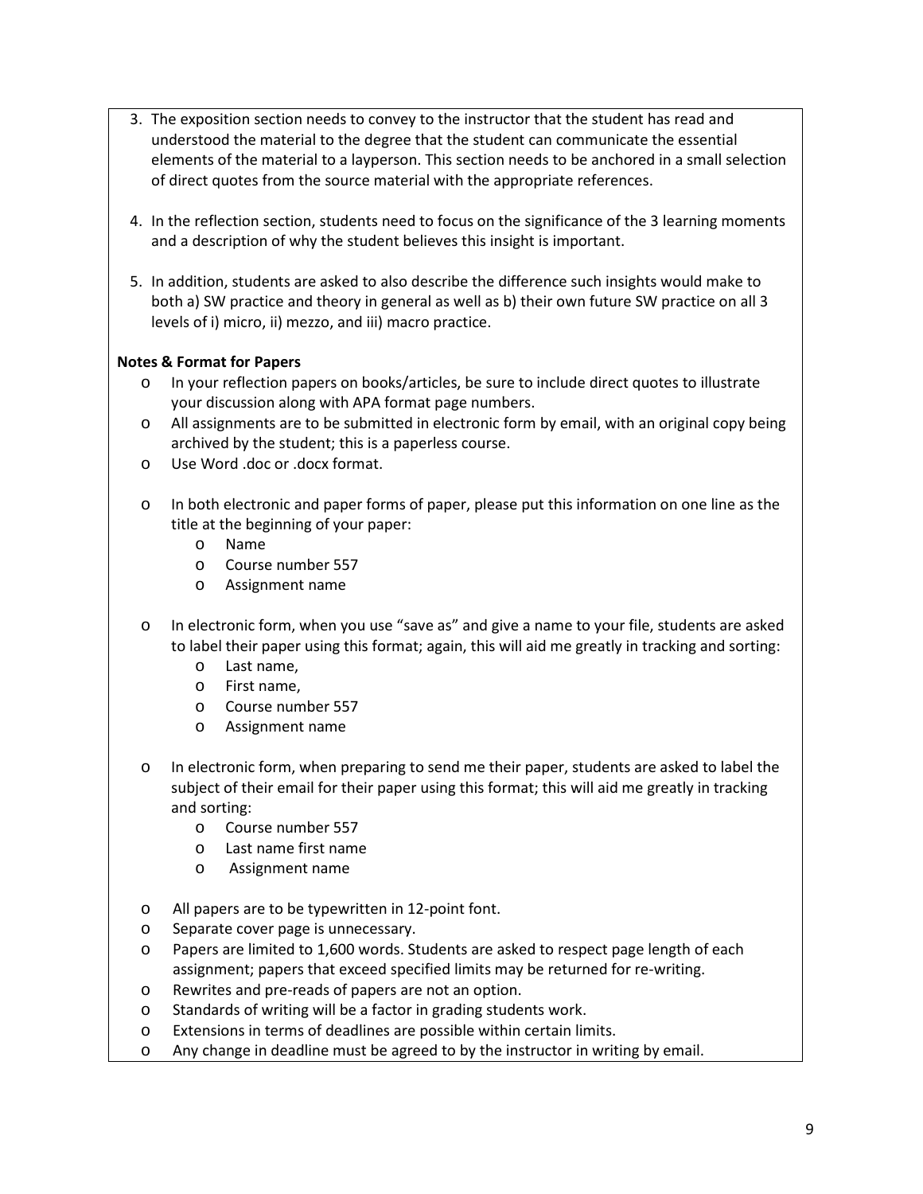3. The exposition section needs to convey to the instructor that the student has read and understood the material to the degree that the student can communicate the essential elements of the material to a layperson. This section needs to be anchored in a small selection of direct quotes from the source material with the appropriate references.

4. In the reflection section, students need to focus on the significance of the 3 learning moments and a description of why the student believes this insight is important.

5. In addition, students are asked to also describe the difference such insights would make to both a) SW practice and theory in general as well as b) their own future SW practice on all 3 levels of i) micro, ii) mezzo, and iii) macro practice.

**Notes & Format for Papers**

- In your reflection papers on books/articles, be sure to include direct quotes to illustrate your discussion along with APA format page numbers.
- All assignments are to be submitted in electronic form by email, with an original copy being archived by the student; this is a paperless course.
- Use Word .doc or .docx format.

- In both electronic and paper forms of paper, please put this information on one line as the title at the beginning of your paper:
  - Name
  - Course number 557
  - Assignment name

- In electronic form, when you use "save as" and give a name to your file, students are asked to label their paper using this format; again, this will aid me greatly in tracking and sorting:
  - Last name,
  - First name,
  - Course number 557
  - Assignment name

- In electronic form, when preparing to send me their paper, students are asked to label the subject of their email for their paper using this format; this will aid me greatly in tracking and sorting:
  - Course number 557
  - Last name first name
  - Assignment name

- All papers are to be typewritten in 12-point font.
- Separate cover page is unnecessary.
- Papers are limited to 1,600 words. Students are asked to respect page length of each assignment; papers that exceed specified limits may be returned for re-writing.
- Rewrites and pre-reads of papers are not an option.
- Standards of writing will be a factor in grading students work.
- Extensions in terms of deadlines are possible within certain limits.
- Any change in deadline must be agreed to by the instructor in writing by email.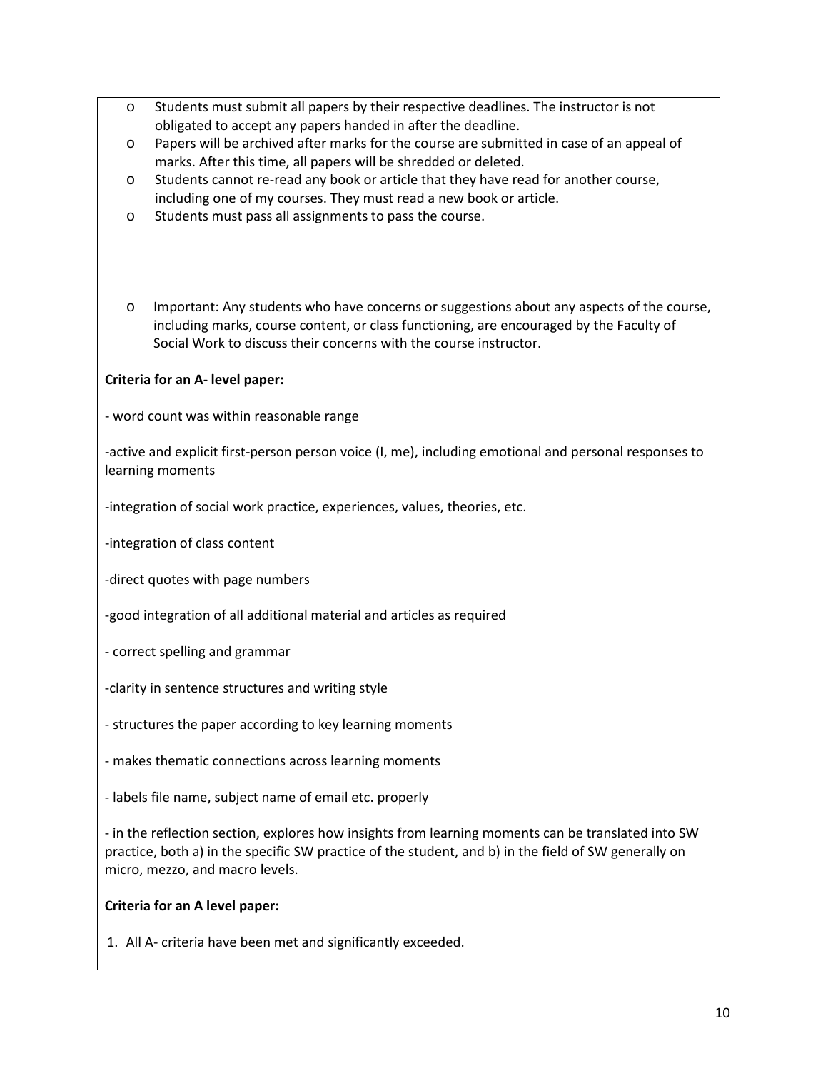- Students must submit all papers by their respective deadlines. The instructor is not obligated to accept any papers handed in after the deadline.
- Papers will be archived after marks for the course are submitted in case of an appeal of marks. After this time, all papers will be shredded or deleted.
- Students cannot re-read any book or article that they have read for another course, including one of my courses. They must read a new book or article.
- Students must pass all assignments to pass the course.

- Important: Any students who have concerns or suggestions about any aspects of the course, including marks, course content, or class functioning, are encouraged by the Faculty of Social Work to discuss their concerns with the course instructor.

**Criteria for an A- level paper:**

- word count was within reasonable range

-active and explicit first-person person voice (I, me), including emotional and personal responses to learning moments

-integration of social work practice, experiences, values, theories, etc.

-integration of class content

-direct quotes with page numbers

-good integration of all additional material and articles as required

- correct spelling and grammar

-clarity in sentence structures and writing style

- structures the paper according to key learning moments

- makes thematic connections across learning moments

- labels file name, subject name of email etc. properly

- in the reflection section, explores how insights from learning moments can be translated into SW practice, both a) in the specific SW practice of the student, and b) in the field of SW generally on micro, mezzo, and macro levels.

**Criteria for an A level paper:**

1. All A- criteria have been met and significantly exceeded.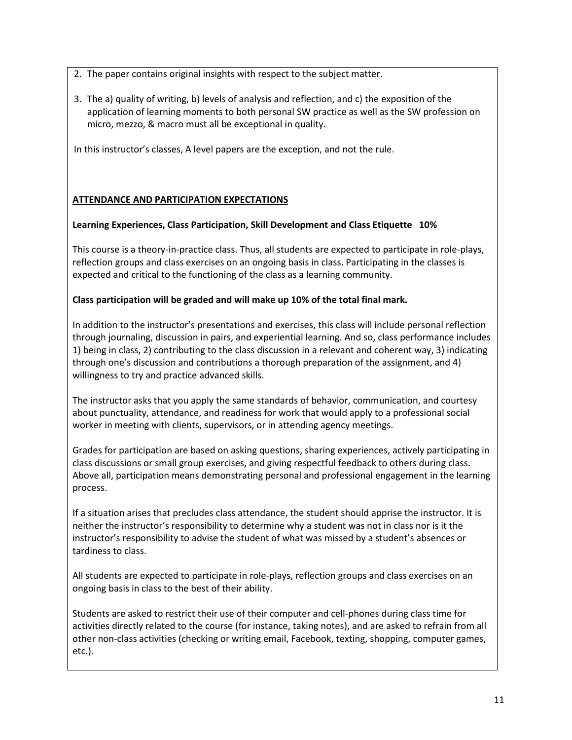2. The paper contains original insights with respect to the subject matter.
3. The a) quality of writing, b) levels of analysis and reflection, and c) the exposition of the application of learning moments to both personal SW practice as well as the SW profession on micro, mezzo, & macro must all be exceptional in quality.

In this instructor's classes, A level papers are the exception, and not the rule.

## ATTENDANCE AND PARTICIPATION EXPECTATIONS

**Learning Experiences, Class Participation, Skill Development and Class Etiquette 10%**

This course is a theory-in-practice class. Thus, all students are expected to participate in role-plays, reflection groups and class exercises on an ongoing basis in class. Participating in the classes is expected and critical to the functioning of the class as a learning community.

**Class participation will be graded and will make up 10% of the total final mark.**

In addition to the instructor's presentations and exercises, this class will include personal reflection through journaling, discussion in pairs, and experiential learning. And so, class performance includes 1) being in class, 2) contributing to the class discussion in a relevant and coherent way, 3) indicating through one's discussion and contributions a thorough preparation of the assignment, and 4) willingness to try and practice advanced skills.

The instructor asks that you apply the same standards of behavior, communication, and courtesy about punctuality, attendance, and readiness for work that would apply to a professional social worker in meeting with clients, supervisors, or in attending agency meetings.

Grades for participation are based on asking questions, sharing experiences, actively participating in class discussions or small group exercises, and giving respectful feedback to others during class. Above all, participation means demonstrating personal and professional engagement in the learning process.

If a situation arises that precludes class attendance, the student should apprise the instructor. It is neither the instructor's responsibility to determine why a student was not in class nor is it the instructor's responsibility to advise the student of what was missed by a student's absences or tardiness to class.

All students are expected to participate in role-plays, reflection groups and class exercises on an ongoing basis in class to the best of their ability.

Students are asked to restrict their use of their computer and cell-phones during class time for activities directly related to the course (for instance, taking notes), and are asked to refrain from all other non-class activities (checking or writing email, Facebook, texting, shopping, computer games, etc.).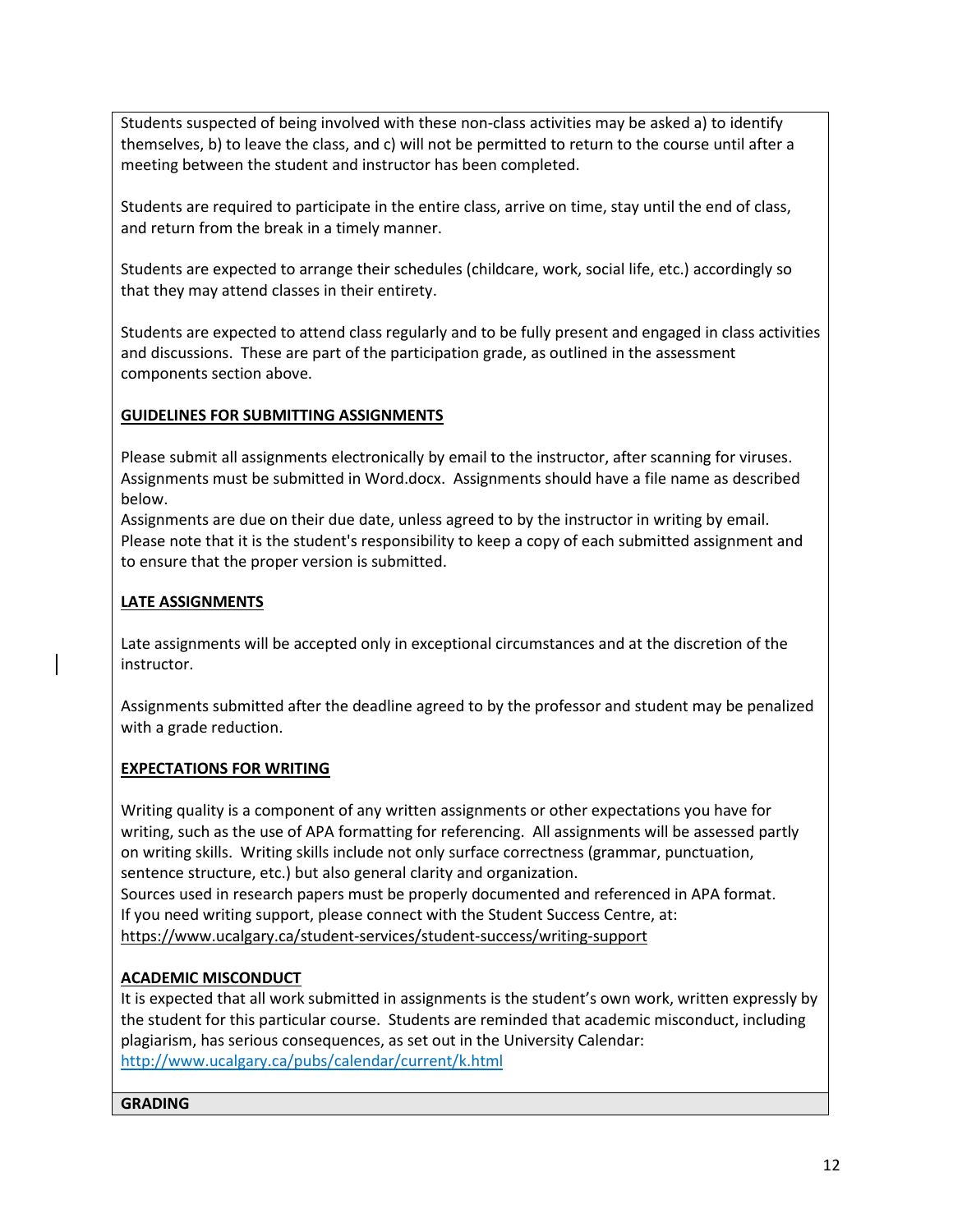Students suspected of being involved with these non-class activities may be asked a) to identify themselves, b) to leave the class, and c) will not be permitted to return to the course until after a meeting between the student and instructor has been completed.

Students are required to participate in the entire class, arrive on time, stay until the end of class, and return from the break in a timely manner.

Students are expected to arrange their schedules (childcare, work, social life, etc.) accordingly so that they may attend classes in their entirety.

Students are expected to attend class regularly and to be fully present and engaged in class activities and discussions. These are part of the participation grade, as outlined in the assessment components section above.

**GUIDELINES FOR SUBMITTING ASSIGNMENTS**

Please submit all assignments electronically by email to the instructor, after scanning for viruses. Assignments must be submitted in Word.docx. Assignments should have a file name as described below.
Assignments are due on their due date, unless agreed to by the instructor in writing by email. Please note that it is the student's responsibility to keep a copy of each submitted assignment and to ensure that the proper version is submitted.

**LATE ASSIGNMENTS**

Late assignments will be accepted only in exceptional circumstances and at the discretion of the instructor.

Assignments submitted after the deadline agreed to by the professor and student may be penalized with a grade reduction.

**EXPECTATIONS FOR WRITING**

Writing quality is a component of any written assignments or other expectations you have for writing, such as the use of APA formatting for referencing. All assignments will be assessed partly on writing skills. Writing skills include not only surface correctness (grammar, punctuation, sentence structure, etc.) but also general clarity and organization.
Sources used in research papers must be properly documented and referenced in APA format.
If you need writing support, please connect with the Student Success Centre, at:
https://www.ucalgary.ca/student-services/student-success/writing-support

**ACADEMIC MISCONDUCT**

It is expected that all work submitted in assignments is the student's own work, written expressly by the student for this particular course. Students are reminded that academic misconduct, including plagiarism, has serious consequences, as set out in the University Calendar:
http://www.ucalgary.ca/pubs/calendar/current/k.html

**GRADING**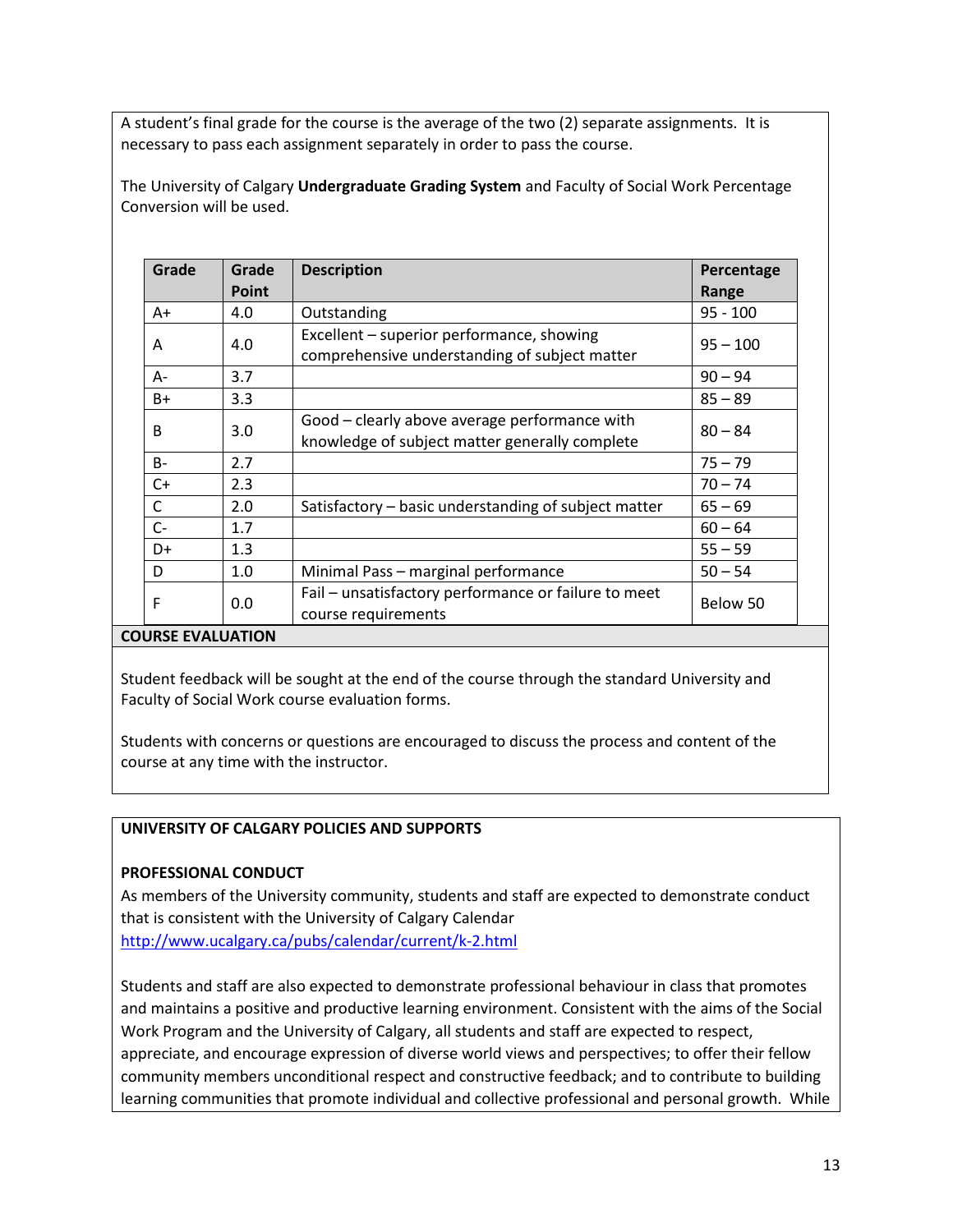A student's final grade for the course is the average of the two (2) separate assignments. It is necessary to pass each assignment separately in order to pass the course.

The University of Calgary **Undergraduate Grading System** and Faculty of Social Work Percentage Conversion will be used.

| Grade | Grade Point | Description | Percentage Range |
|---|---|---|---|
| A+ | 4.0 | Outstanding | 95 - 100 |
| A | 4.0 | Excellent – superior performance, showing comprehensive understanding of subject matter | 95 – 100 |
| A- | 3.7 | | 90 – 94 |
| B+ | 3.3 | | 85 – 89 |
| B | 3.0 | Good – clearly above average performance with knowledge of subject matter generally complete | 80 – 84 |
| B- | 2.7 | | 75 – 79 |
| C+ | 2.3 | | 70 – 74 |
| C | 2.0 | Satisfactory – basic understanding of subject matter | 65 – 69 |
| C- | 1.7 | | 60 – 64 |
| D+ | 1.3 | | 55 – 59 |
| D | 1.0 | Minimal Pass – marginal performance | 50 – 54 |
| F | 0.0 | Fail – unsatisfactory performance or failure to meet course requirements | Below 50 |

## COURSE EVALUATION

Student feedback will be sought at the end of the course through the standard University and Faculty of Social Work course evaluation forms.

Students with concerns or questions are encouraged to discuss the process and content of the course at any time with the instructor.

## UNIVERSITY OF CALGARY POLICIES AND SUPPORTS

### PROFESSIONAL CONDUCT

As members of the University community, students and staff are expected to demonstrate conduct that is consistent with the University of Calgary Calendar http://www.ucalgary.ca/pubs/calendar/current/k-2.html

Students and staff are also expected to demonstrate professional behaviour in class that promotes and maintains a positive and productive learning environment. Consistent with the aims of the Social Work Program and the University of Calgary, all students and staff are expected to respect, appreciate, and encourage expression of diverse world views and perspectives; to offer their fellow community members unconditional respect and constructive feedback; and to contribute to building learning communities that promote individual and collective professional and personal growth. While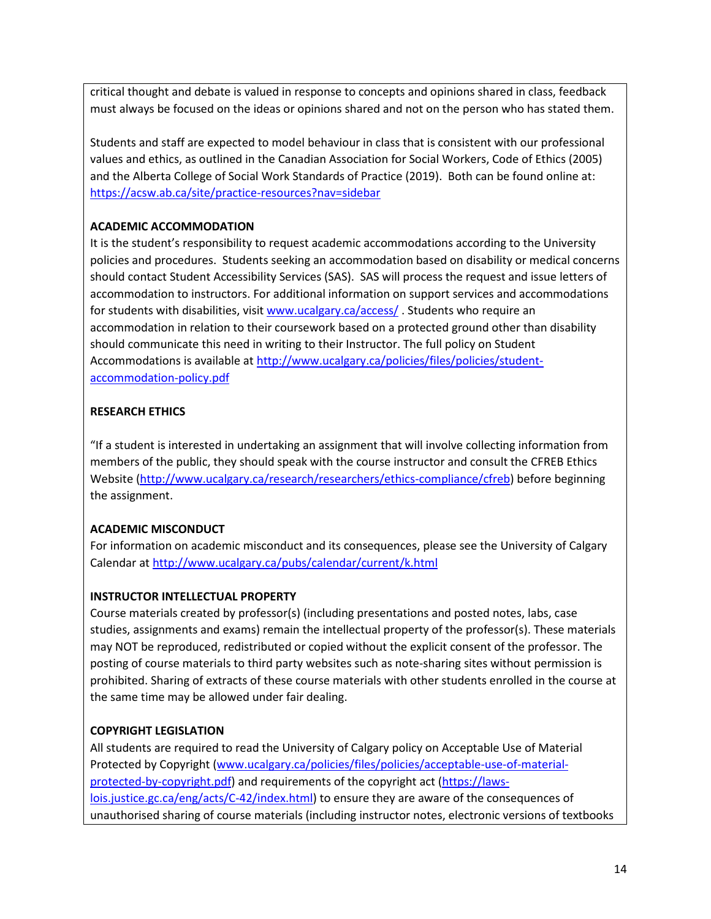critical thought and debate is valued in response to concepts and opinions shared in class, feedback must always be focused on the ideas or opinions shared and not on the person who has stated them.

Students and staff are expected to model behaviour in class that is consistent with our professional values and ethics, as outlined in the Canadian Association for Social Workers, Code of Ethics (2005) and the Alberta College of Social Work Standards of Practice (2019). Both can be found online at: https://acsw.ab.ca/site/practice-resources?nav=sidebar

**ACADEMIC ACCOMMODATION**

It is the student's responsibility to request academic accommodations according to the University policies and procedures. Students seeking an accommodation based on disability or medical concerns should contact Student Accessibility Services (SAS). SAS will process the request and issue letters of accommodation to instructors. For additional information on support services and accommodations for students with disabilities, visit www.ucalgary.ca/access/ . Students who require an accommodation in relation to their coursework based on a protected ground other than disability should communicate this need in writing to their Instructor. The full policy on Student Accommodations is available at http://www.ucalgary.ca/policies/files/policies/student-accommodation-policy.pdf

**RESEARCH ETHICS**

"If a student is interested in undertaking an assignment that will involve collecting information from members of the public, they should speak with the course instructor and consult the CFREB Ethics Website (http://www.ucalgary.ca/research/researchers/ethics-compliance/cfreb) before beginning the assignment.

**ACADEMIC MISCONDUCT**

For information on academic misconduct and its consequences, please see the University of Calgary Calendar at http://www.ucalgary.ca/pubs/calendar/current/k.html

**INSTRUCTOR INTELLECTUAL PROPERTY**

Course materials created by professor(s) (including presentations and posted notes, labs, case studies, assignments and exams) remain the intellectual property of the professor(s). These materials may NOT be reproduced, redistributed or copied without the explicit consent of the professor. The posting of course materials to third party websites such as note-sharing sites without permission is prohibited. Sharing of extracts of these course materials with other students enrolled in the course at the same time may be allowed under fair dealing.

**COPYRIGHT LEGISLATION**

All students are required to read the University of Calgary policy on Acceptable Use of Material Protected by Copyright (www.ucalgary.ca/policies/files/policies/acceptable-use-of-material-protected-by-copyright.pdf) and requirements of the copyright act (https://laws-lois.justice.gc.ca/eng/acts/C-42/index.html) to ensure they are aware of the consequences of unauthorised sharing of course materials (including instructor notes, electronic versions of textbooks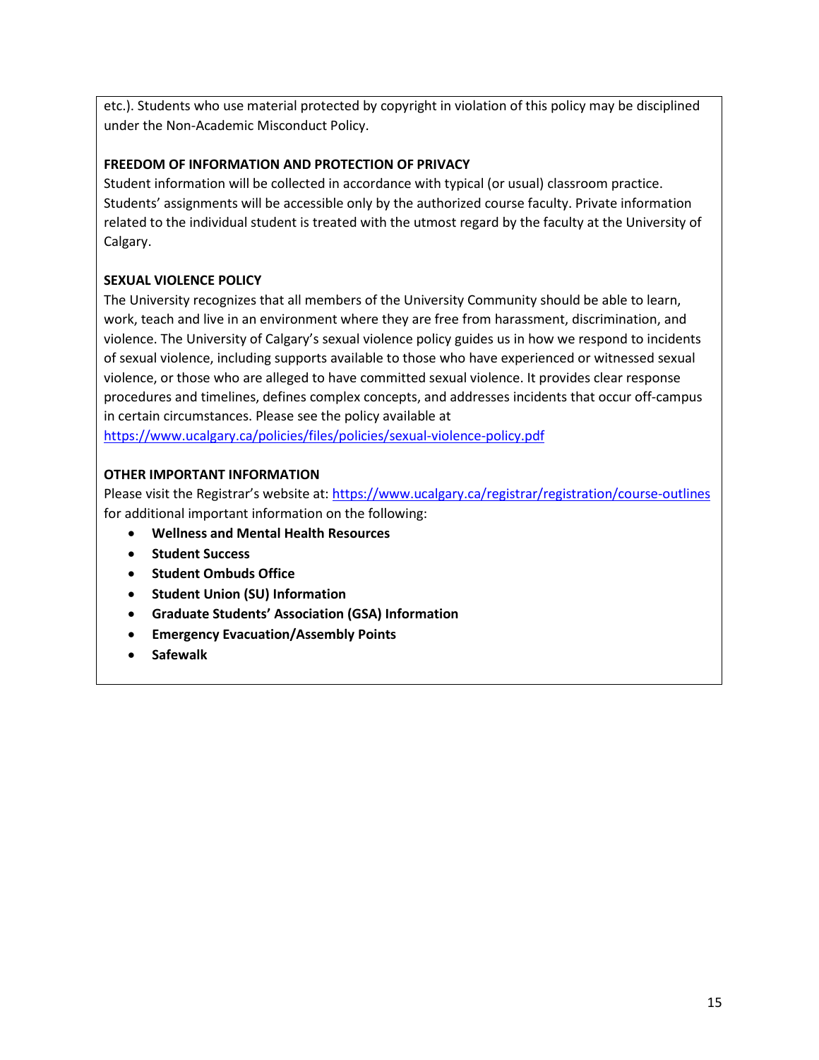etc.). Students who use material protected by copyright in violation of this policy may be disciplined under the Non-Academic Misconduct Policy.

**FREEDOM OF INFORMATION AND PROTECTION OF PRIVACY**

Student information will be collected in accordance with typical (or usual) classroom practice. Students' assignments will be accessible only by the authorized course faculty. Private information related to the individual student is treated with the utmost regard by the faculty at the University of Calgary.

**SEXUAL VIOLENCE POLICY**

The University recognizes that all members of the University Community should be able to learn, work, teach and live in an environment where they are free from harassment, discrimination, and violence. The University of Calgary's sexual violence policy guides us in how we respond to incidents of sexual violence, including supports available to those who have experienced or witnessed sexual violence, or those who are alleged to have committed sexual violence. It provides clear response procedures and timelines, defines complex concepts, and addresses incidents that occur off-campus in certain circumstances. Please see the policy available at https://www.ucalgary.ca/policies/files/policies/sexual-violence-policy.pdf

**OTHER IMPORTANT INFORMATION**

Please visit the Registrar's website at: https://www.ucalgary.ca/registrar/registration/course-outlines for additional important information on the following:

- **Wellness and Mental Health Resources**
- **Student Success**
- **Student Ombuds Office**
- **Student Union (SU) Information**
- **Graduate Students' Association (GSA) Information**
- **Emergency Evacuation/Assembly Points**
- **Safewalk**